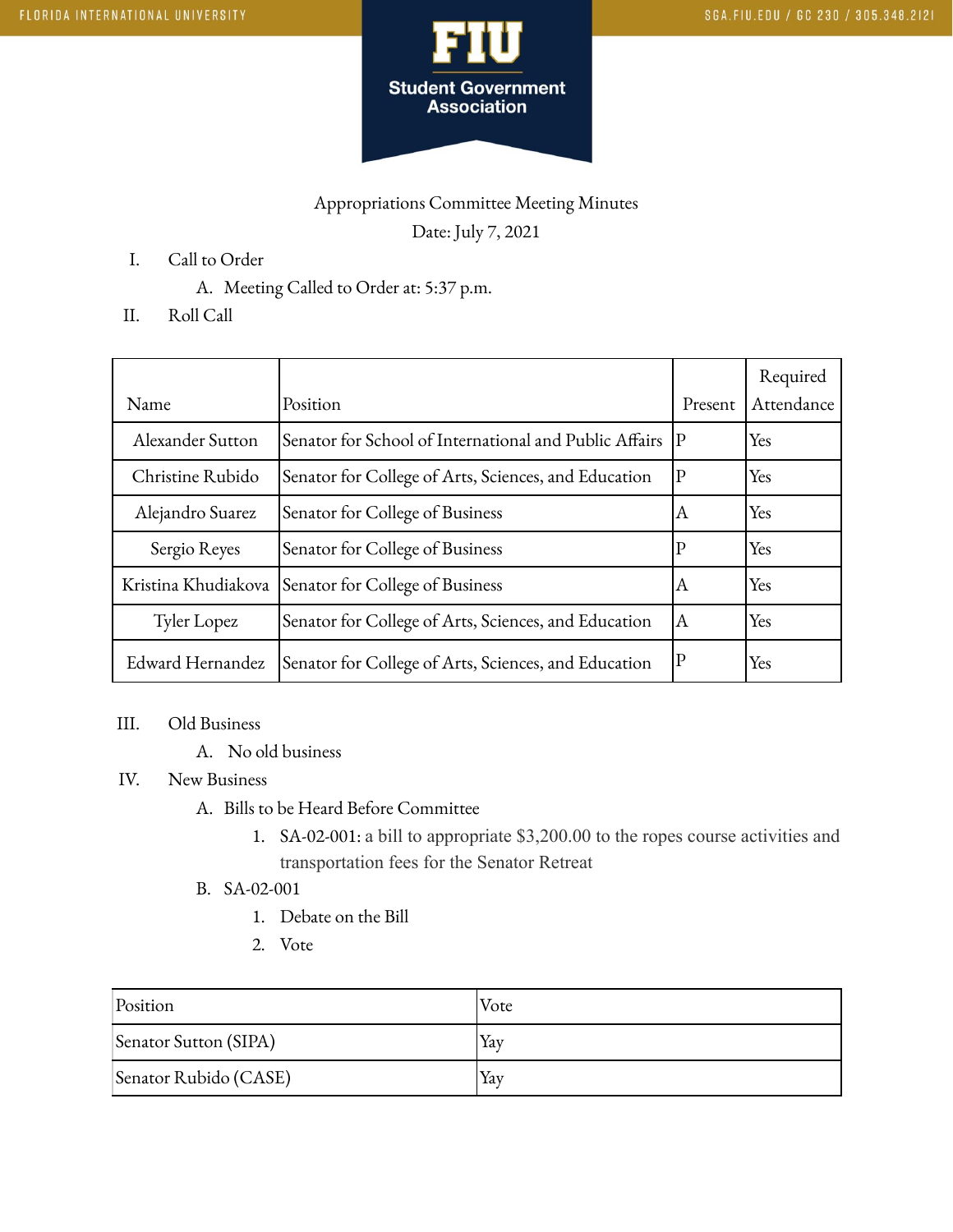Appropriations Committee Meeting Minutes

Date: July 7, 2021

I. Call to Order
   A. Meeting Called to Order at: 5:37 p.m.

II. Roll Call

| Name | Position | Present | Required Attendance |
|---|---|---|---|
| Alexander Sutton | Senator for School of International and Public Affairs | P | Yes |
| Christine Rubido | Senator for College of Arts, Sciences, and Education | P | Yes |
| Alejandro Suarez | Senator for College of Business | A | Yes |
| Sergio Reyes | Senator for College of Business | P | Yes |
| Kristina Khudiakova | Senator for College of Business | A | Yes |
| Tyler Lopez | Senator for College of Arts, Sciences, and Education | A | Yes |
| Edward Hernandez | Senator for College of Arts, Sciences, and Education | P | Yes |

III. Old Business
   A. No old business

IV. New Business
   A. Bills to be Heard Before Committee
      1. SA-02-001: a bill to appropriate $3,200.00 to the ropes course activities and transportation fees for the Senator Retreat
   B. SA-02-001
      1. Debate on the Bill
      2. Vote

| Position | Vote |
|---|---|
| Senator Sutton (SIPA) | Yay |
| Senator Rubido (CASE) | Yay |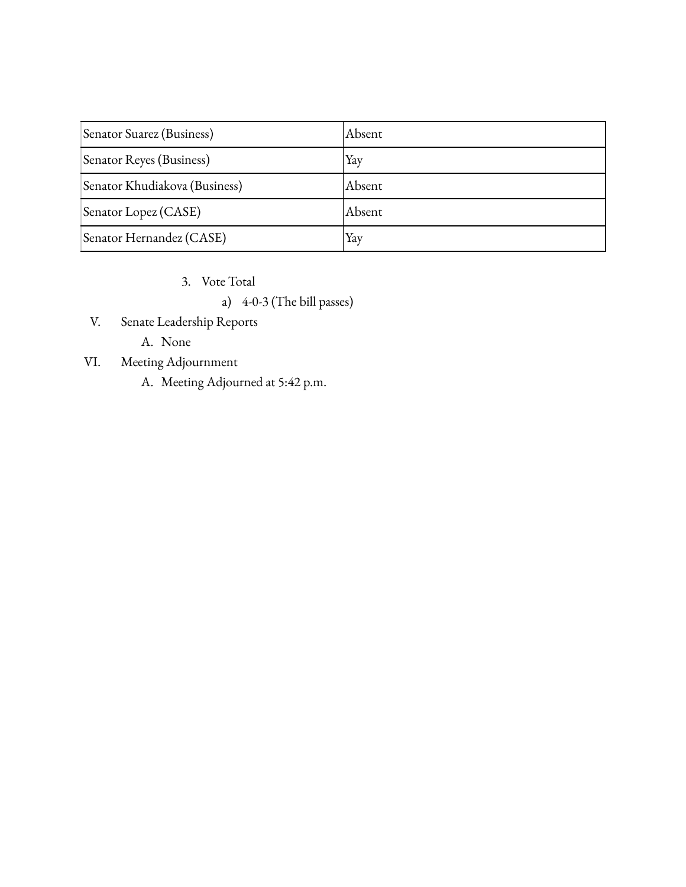| | |
|---|---|
| Senator Suarez (Business) | Absent |
| Senator Reyes (Business) | Yay |
| Senator Khudiakova (Business) | Absent |
| Senator Lopez (CASE) | Absent |
| Senator Hernandez (CASE) | Yay |

3. Vote Total
   a) 4-0-3 (The bill passes)

V. Senate Leadership Reports
   A. None

VI. Meeting Adjournment
   A. Meeting Adjourned at 5:42 p.m.